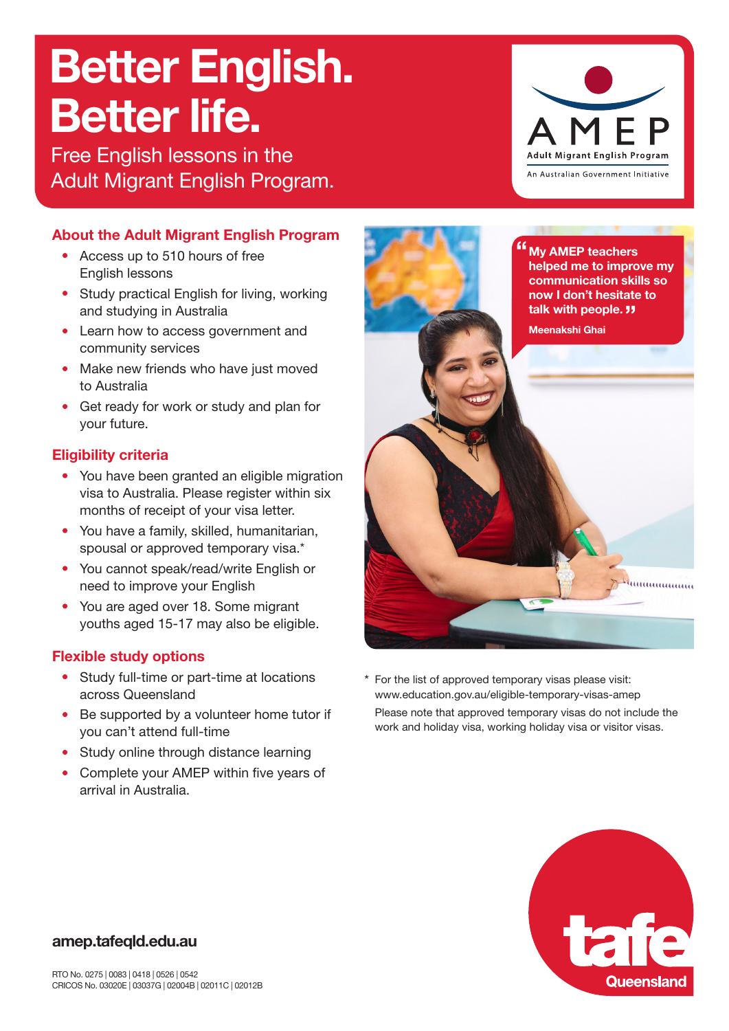# Better English. Better life.

Free English lessons in the Adult Migrant English Program.

AMEP
Adult Migrant English Program
An Australian Government Initiative

## About the Adult Migrant English Program

- Access up to 510 hours of free English lessons
- Study practical English for living, working and studying in Australia
- Learn how to access government and community services
- Make new friends who have just moved to Australia
- Get ready for work or study and plan for your future.

## Eligibility criteria

- You have been granted an eligible migration visa to Australia. Please register within six months of receipt of your visa letter.
- You have a family, skilled, humanitarian, spousal or approved temporary visa.*
- You cannot speak/read/write English or need to improve your English
- You are aged over 18. Some migrant youths aged 15-17 may also be eligible.

## Flexible study options

- Study full-time or part-time at locations across Queensland
- Be supported by a volunteer home tutor if you can't attend full-time
- Study online through distance learning
- Complete your AMEP within five years of arrival in Australia.

> **"My AMEP teachers helped me to improve my communication skills so now I don't hesitate to talk with people."**
>
> **Meenakshi Ghai**

\* For the list of approved temporary visas please visit: www.education.gov.au/eligible-temporary-visas-amep

Please note that approved temporary visas do not include the work and holiday visa, working holiday visa or visitor visas.

**amep.tafeqld.edu.au**

RTO No. 0275 | 0083 | 0418 | 0526 | 0542
CRICOS No. 03020E | 03037G | 02004B | 02011C | 02012B

tafe Queensland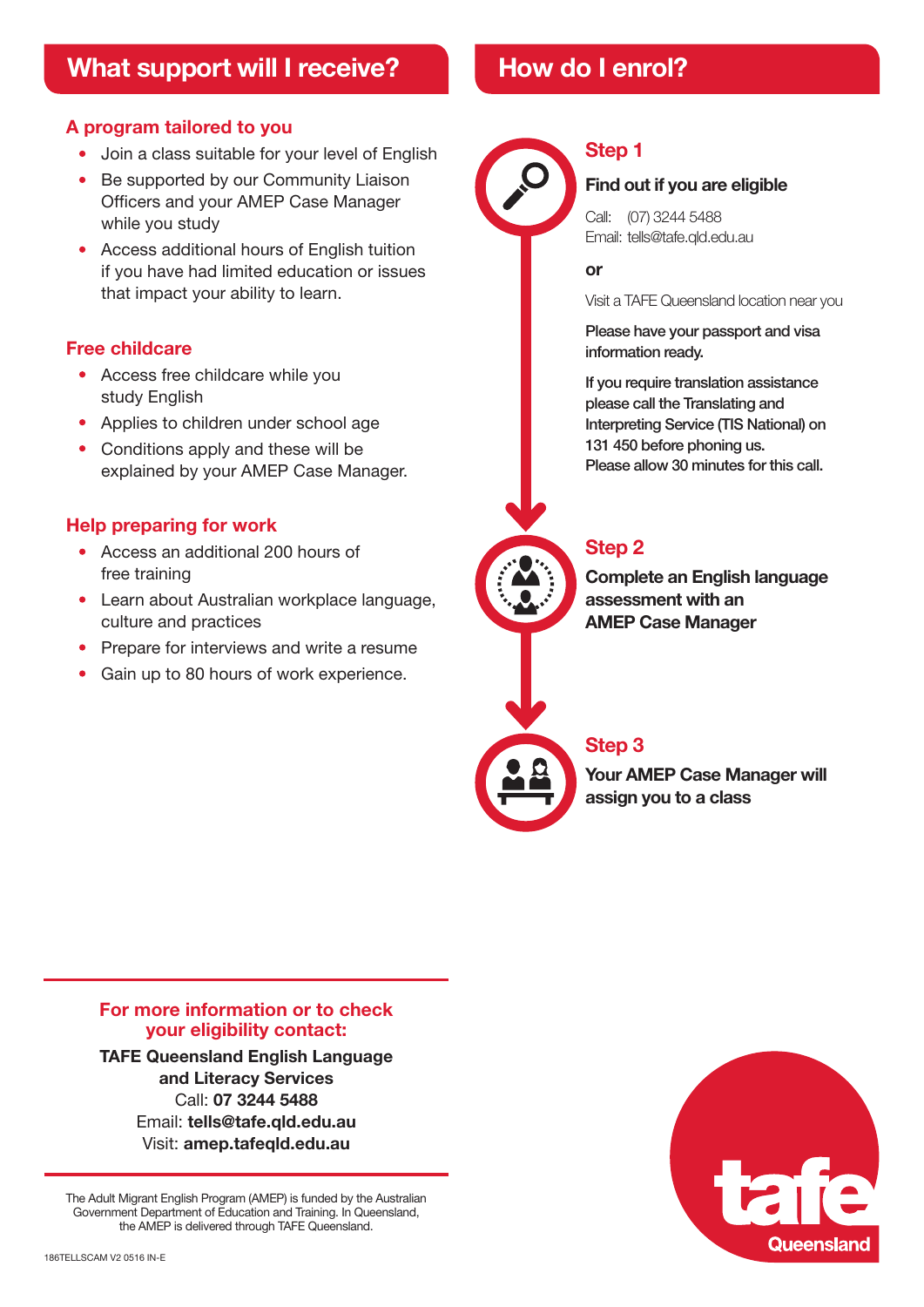## What support will I receive?

### A program tailored to you

- Join a class suitable for your level of English
- Be supported by our Community Liaison Officers and your AMEP Case Manager while you study
- Access additional hours of English tuition if you have had limited education or issues that impact your ability to learn.

### Free childcare

- Access free childcare while you study English
- Applies to children under school age
- Conditions apply and these will be explained by your AMEP Case Manager.

### Help preparing for work

- Access an additional 200 hours of free training
- Learn about Australian workplace language, culture and practices
- Prepare for interviews and write a resume
- Gain up to 80 hours of work experience.

## How do I enrol?

### Step 1

**Find out if you are eligible**

Call: (07) 3244 5488
Email: tells@tafe.qld.edu.au

**or**

Visit a TAFE Queensland location near you

Please have your passport and visa information ready.

If you require translation assistance please call the Translating and Interpreting Service (TIS National) on 131 450 before phoning us.
Please allow 30 minutes for this call.

### Step 2

**Complete an English language assessment with an AMEP Case Manager**

### Step 3

**Your AMEP Case Manager will assign you to a class**

---

**For more information or to check your eligibility contact:**

**TAFE Queensland English Language and Literacy Services**
Call: **07 3244 5488**
Email: **tells@tafe.qld.edu.au**
Visit: **amep.tafeqld.edu.au**

---

The Adult Migrant English Program (AMEP) is funded by the Australian Government Department of Education and Training. In Queensland, the AMEP is delivered through TAFE Queensland.

186TELLSCAM V2 0516 IN-E

tafe Queensland